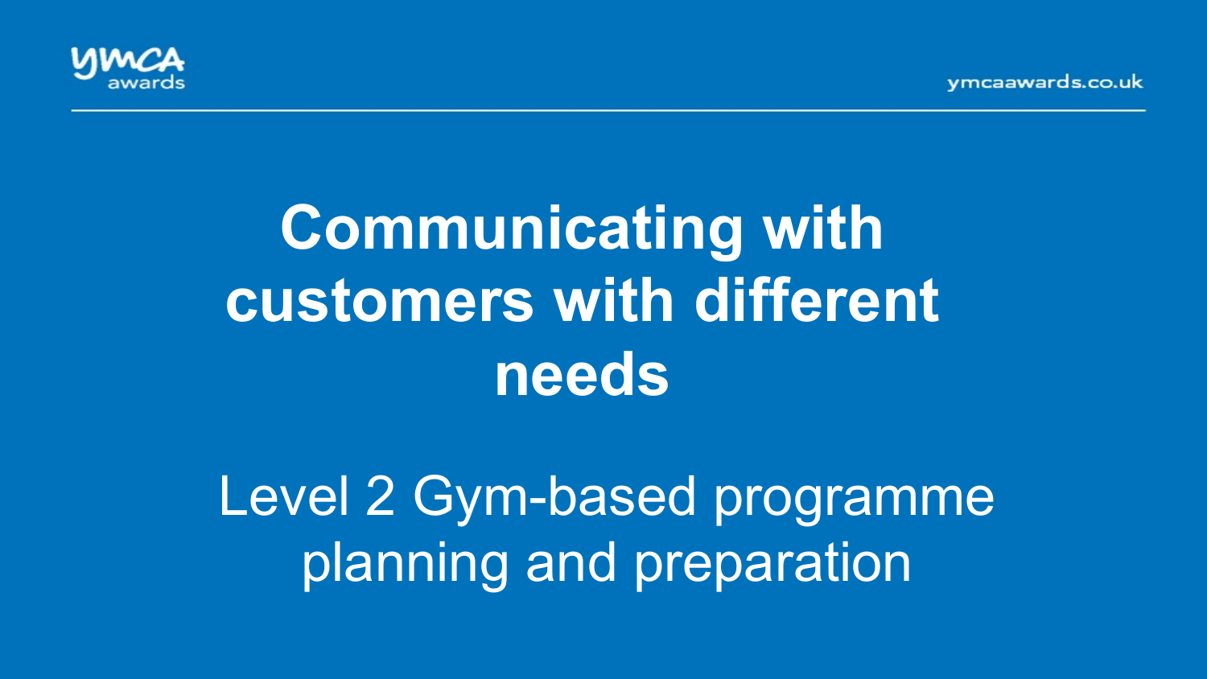# Communicating with customers with different needs

Level 2 Gym-based programme planning and preparation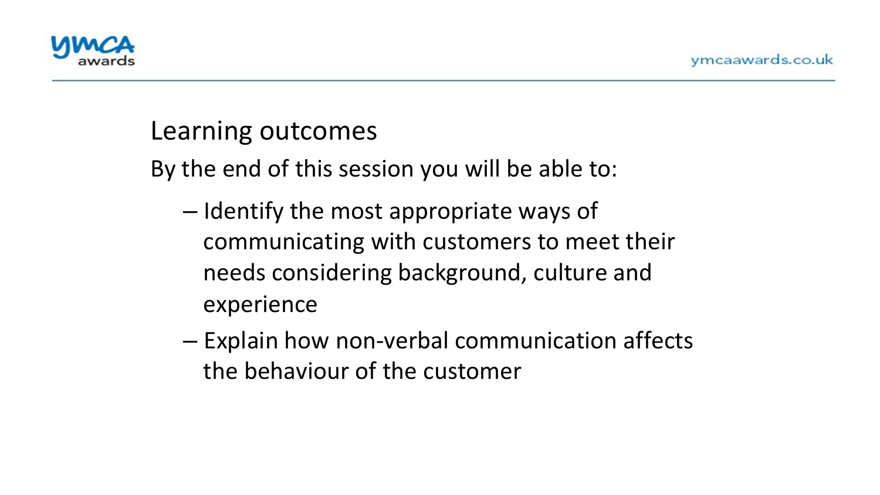## Learning outcomes

By the end of this session you will be able to:

- Identify the most appropriate ways of communicating with customers to meet their needs considering background, culture and experience
- Explain how non-verbal communication affects the behaviour of the customer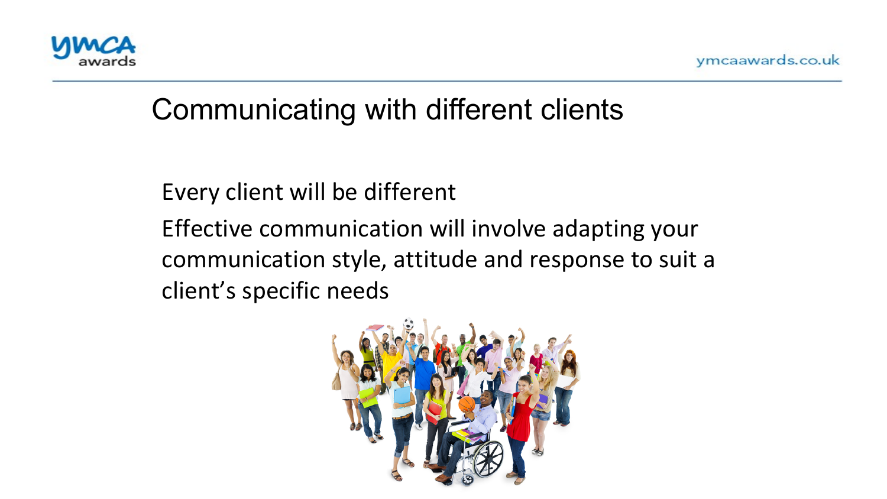# Communicating with different clients

Every client will be different

Effective communication will involve adapting your communication style, attitude and response to suit a client's specific needs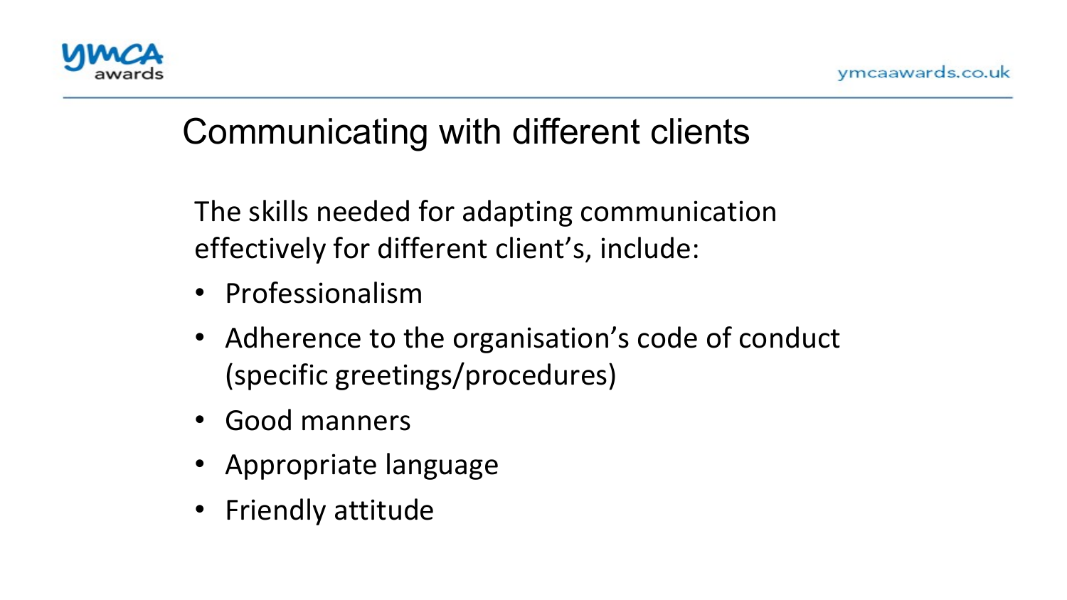## Communicating with different clients

The skills needed for adapting communication effectively for different client's, include:

- Professionalism
- Adherence to the organisation's code of conduct (specific greetings/procedures)
- Good manners
- Appropriate language
- Friendly attitude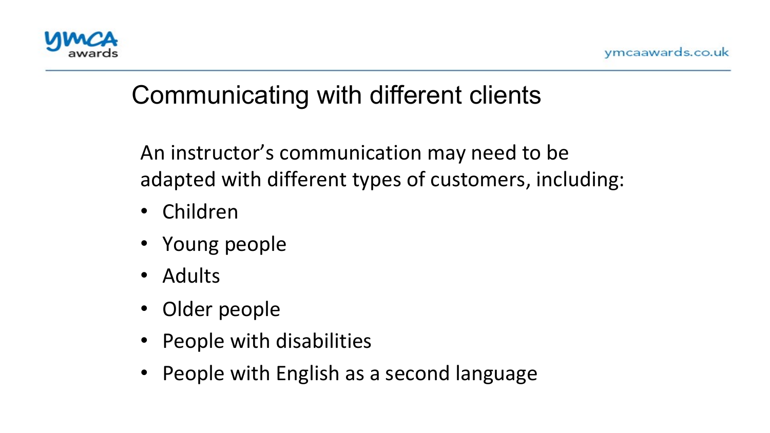# Communicating with different clients

An instructor's communication may need to be adapted with different types of customers, including:

- Children
- Young people
- Adults
- Older people
- People with disabilities
- People with English as a second language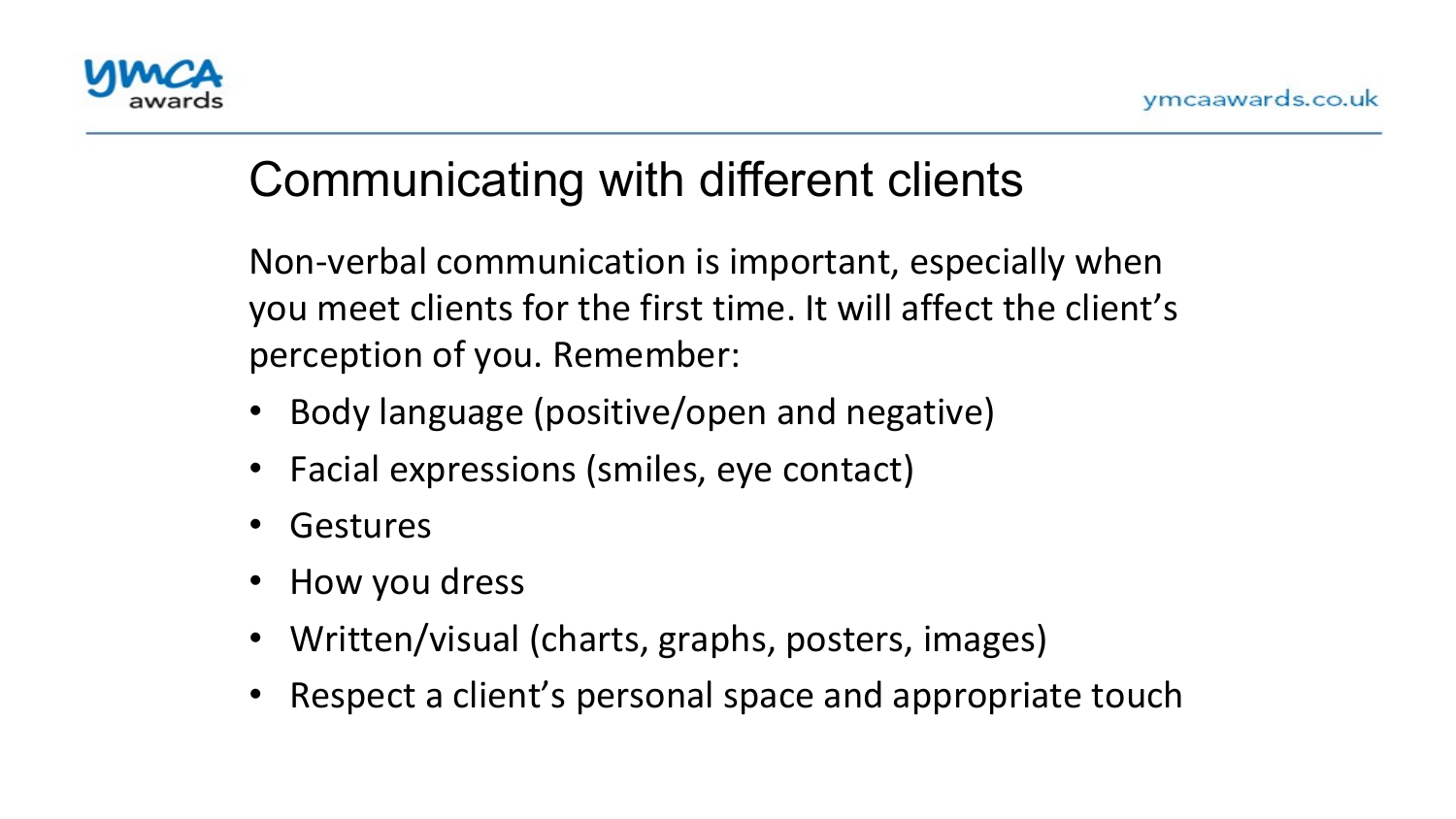# Communicating with different clients

Non-verbal communication is important, especially when you meet clients for the first time. It will affect the client's perception of you. Remember:

- Body language (positive/open and negative)
- Facial expressions (smiles, eye contact)
- Gestures
- How you dress
- Written/visual (charts, graphs, posters, images)
- Respect a client's personal space and appropriate touch